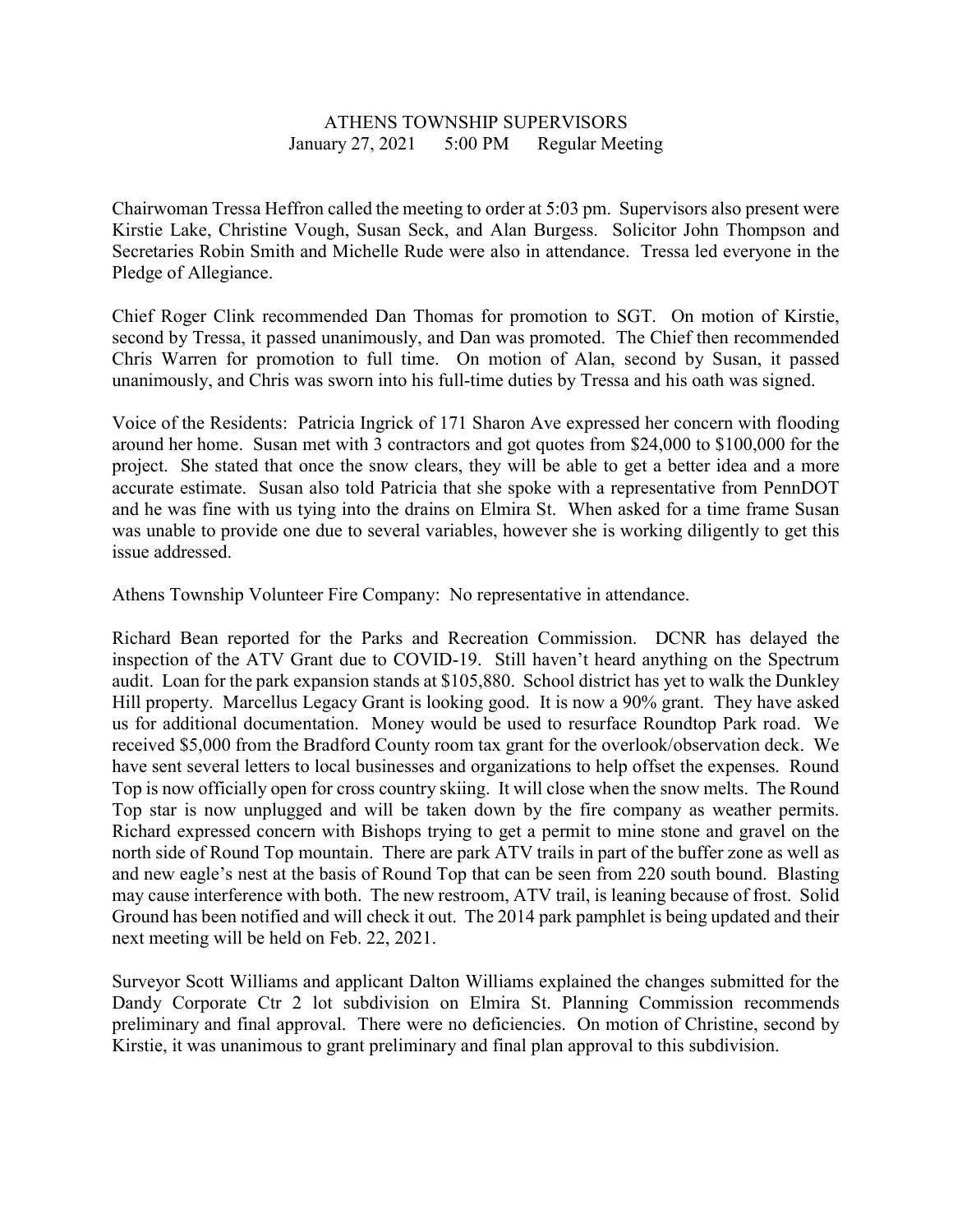# ATHENS TOWNSHIP SUPERVISORS

January 27, 2021 5:00 PM Regular Meeting

Chairwoman Tressa Heffron called the meeting to order at 5:03 pm. Supervisors also present were Kirstie Lake, Christine Vough, Susan Seck, and Alan Burgess. Solicitor John Thompson and Secretaries Robin Smith and Michelle Rude were also in attendance. Tressa led everyone in the Pledge of Allegiance.

Chief Roger Clink recommended Dan Thomas for promotion to SGT. On motion of Kirstie, second by Tressa, it passed unanimously, and Dan was promoted. The Chief then recommended Chris Warren for promotion to full time. On motion of Alan, second by Susan, it passed unanimously, and Chris was sworn into his full-time duties by Tressa and his oath was signed.

Voice of the Residents: Patricia Ingrick of 171 Sharon Ave expressed her concern with flooding around her home. Susan met with 3 contractors and got quotes from $24,000 to $100,000 for the project. She stated that once the snow clears, they will be able to get a better idea and a more accurate estimate. Susan also told Patricia that she spoke with a representative from PennDOT and he was fine with us tying into the drains on Elmira St. When asked for a time frame Susan was unable to provide one due to several variables, however she is working diligently to get this issue addressed.

Athens Township Volunteer Fire Company: No representative in attendance.

Richard Bean reported for the Parks and Recreation Commission. DCNR has delayed the inspection of the ATV Grant due to COVID-19. Still haven't heard anything on the Spectrum audit. Loan for the park expansion stands at $105,880. School district has yet to walk the Dunkley Hill property. Marcellus Legacy Grant is looking good. It is now a 90% grant. They have asked us for additional documentation. Money would be used to resurface Roundtop Park road. We received $5,000 from the Bradford County room tax grant for the overlook/observation deck. We have sent several letters to local businesses and organizations to help offset the expenses. Round Top is now officially open for cross country skiing. It will close when the snow melts. The Round Top star is now unplugged and will be taken down by the fire company as weather permits. Richard expressed concern with Bishops trying to get a permit to mine stone and gravel on the north side of Round Top mountain. There are park ATV trails in part of the buffer zone as well as and new eagle's nest at the basis of Round Top that can be seen from 220 south bound. Blasting may cause interference with both. The new restroom, ATV trail, is leaning because of frost. Solid Ground has been notified and will check it out. The 2014 park pamphlet is being updated and their next meeting will be held on Feb. 22, 2021.

Surveyor Scott Williams and applicant Dalton Williams explained the changes submitted for the Dandy Corporate Ctr 2 lot subdivision on Elmira St. Planning Commission recommends preliminary and final approval. There were no deficiencies. On motion of Christine, second by Kirstie, it was unanimous to grant preliminary and final plan approval to this subdivision.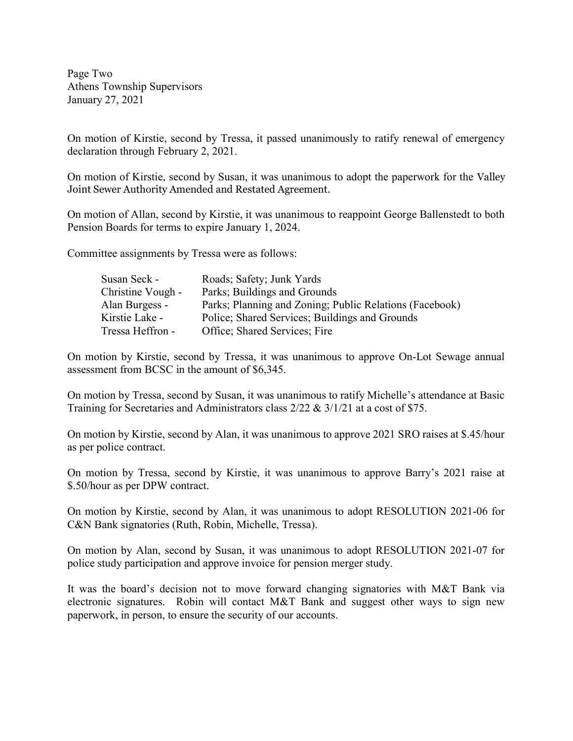On motion of Kirstie, second by Tressa, it passed unanimously to ratify renewal of emergency declaration through February 2, 2021.

On motion of Kirstie, second by Susan, it was unanimous to adopt the paperwork for the Valley Joint Sewer Authority Amended and Restated Agreement.

On motion of Allan, second by Kirstie, it was unanimous to reappoint George Ballenstedt to both Pension Boards for terms to expire January 1, 2024.

Committee assignments by Tressa were as follows:

| | |
|---|---|
| Susan Seck - | Roads; Safety; Junk Yards |
| Christine Vough - | Parks; Buildings and Grounds |
| Alan Burgess - | Parks; Planning and Zoning; Public Relations (Facebook) |
| Kirstie Lake - | Police; Shared Services; Buildings and Grounds |
| Tressa Heffron - | Office; Shared Services; Fire |

On motion by Kirstie, second by Tressa, it was unanimous to approve On-Lot Sewage annual assessment from BCSC in the amount of $6,345.

On motion by Tressa, second by Susan, it was unanimous to ratify Michelle's attendance at Basic Training for Secretaries and Administrators class 2/22 & 3/1/21 at a cost of $75.

On motion by Kirstie, second by Alan, it was unanimous to approve 2021 SRO raises at $.45/hour as per police contract.

On motion by Tressa, second by Kirstie, it was unanimous to approve Barry's 2021 raise at $.50/hour as per DPW contract.

On motion by Kirstie, second by Alan, it was unanimous to adopt RESOLUTION 2021-06 for C&N Bank signatories (Ruth, Robin, Michelle, Tressa).

On motion by Alan, second by Susan, it was unanimous to adopt RESOLUTION 2021-07 for police study participation and approve invoice for pension merger study.

It was the board's decision not to move forward changing signatories with M&T Bank via electronic signatures. Robin will contact M&T Bank and suggest other ways to sign new paperwork, in person, to ensure the security of our accounts.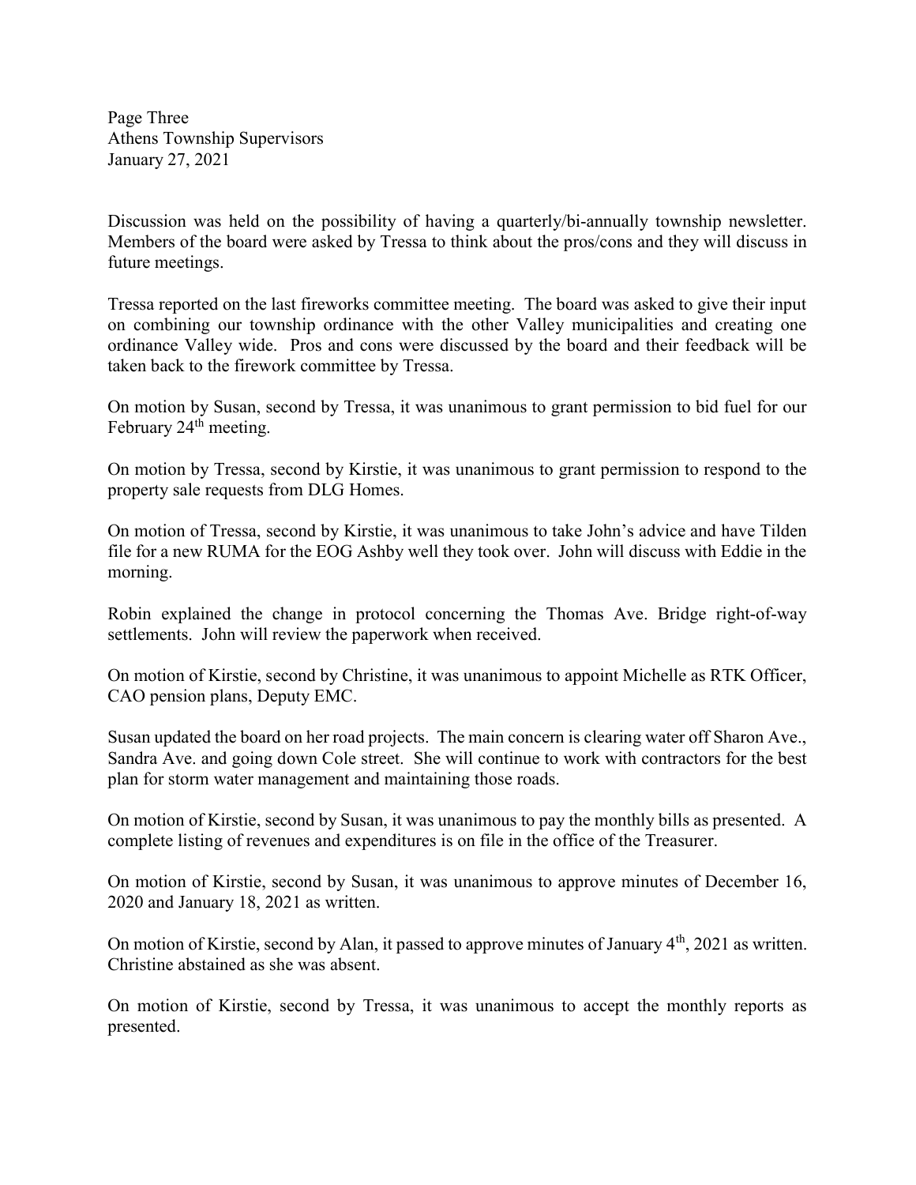Discussion was held on the possibility of having a quarterly/bi-annually township newsletter. Members of the board were asked by Tressa to think about the pros/cons and they will discuss in future meetings.

Tressa reported on the last fireworks committee meeting. The board was asked to give their input on combining our township ordinance with the other Valley municipalities and creating one ordinance Valley wide. Pros and cons were discussed by the board and their feedback will be taken back to the firework committee by Tressa.

On motion by Susan, second by Tressa, it was unanimous to grant permission to bid fuel for our February 24th meeting.

On motion by Tressa, second by Kirstie, it was unanimous to grant permission to respond to the property sale requests from DLG Homes.

On motion of Tressa, second by Kirstie, it was unanimous to take John's advice and have Tilden file for a new RUMA for the EOG Ashby well they took over. John will discuss with Eddie in the morning.

Robin explained the change in protocol concerning the Thomas Ave. Bridge right-of-way settlements. John will review the paperwork when received.

On motion of Kirstie, second by Christine, it was unanimous to appoint Michelle as RTK Officer, CAO pension plans, Deputy EMC.

Susan updated the board on her road projects. The main concern is clearing water off Sharon Ave., Sandra Ave. and going down Cole street. She will continue to work with contractors for the best plan for storm water management and maintaining those roads.

On motion of Kirstie, second by Susan, it was unanimous to pay the monthly bills as presented. A complete listing of revenues and expenditures is on file in the office of the Treasurer.

On motion of Kirstie, second by Susan, it was unanimous to approve minutes of December 16, 2020 and January 18, 2021 as written.

On motion of Kirstie, second by Alan, it passed to approve minutes of January 4th, 2021 as written. Christine abstained as she was absent.

On motion of Kirstie, second by Tressa, it was unanimous to accept the monthly reports as presented.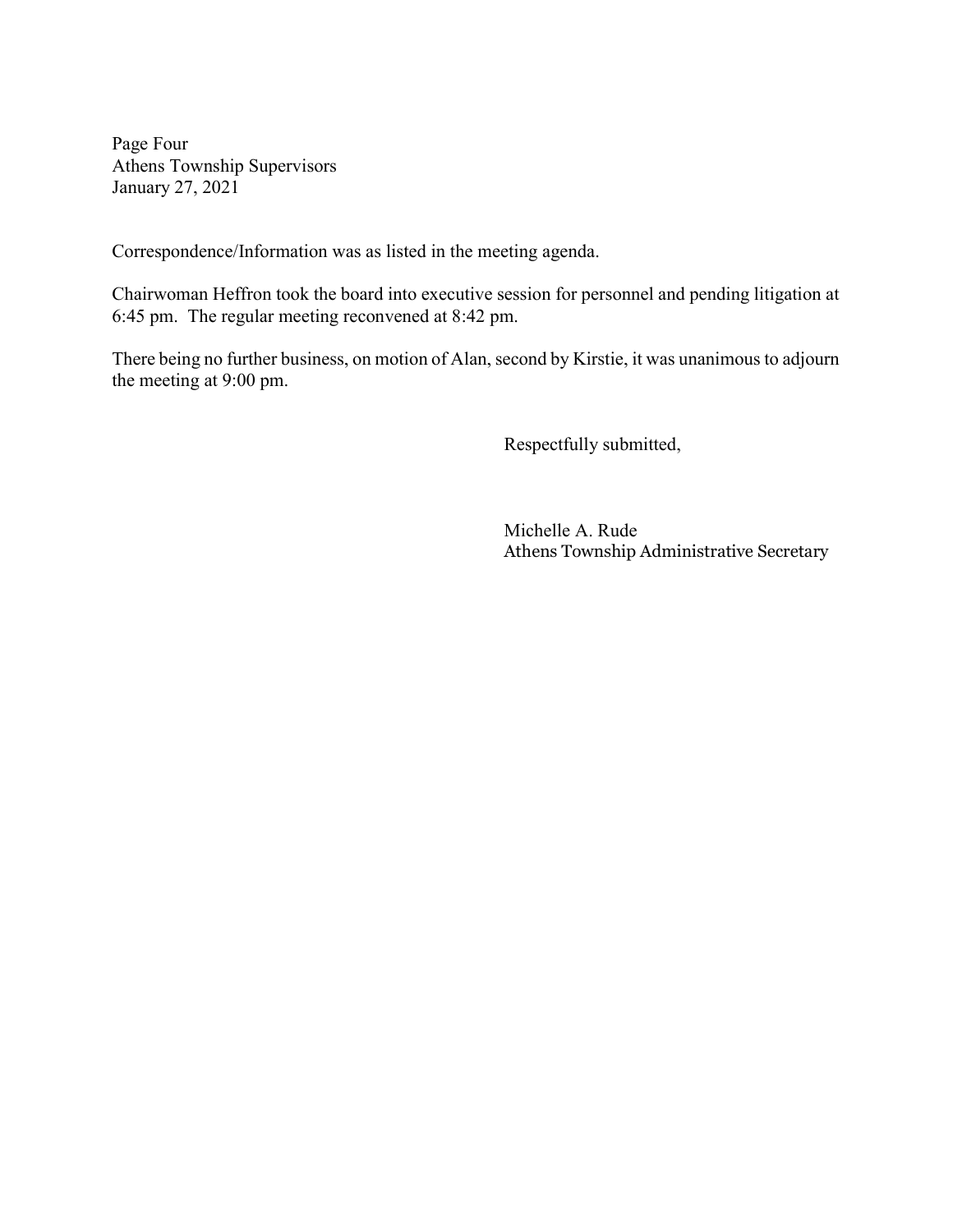Correspondence/Information was as listed in the meeting agenda.

Chairwoman Heffron took the board into executive session for personnel and pending litigation at 6:45 pm. The regular meeting reconvened at 8:42 pm.

There being no further business, on motion of Alan, second by Kirstie, it was unanimous to adjourn the meeting at 9:00 pm.

Respectfully submitted,

Michelle A. Rude
Athens Township Administrative Secretary